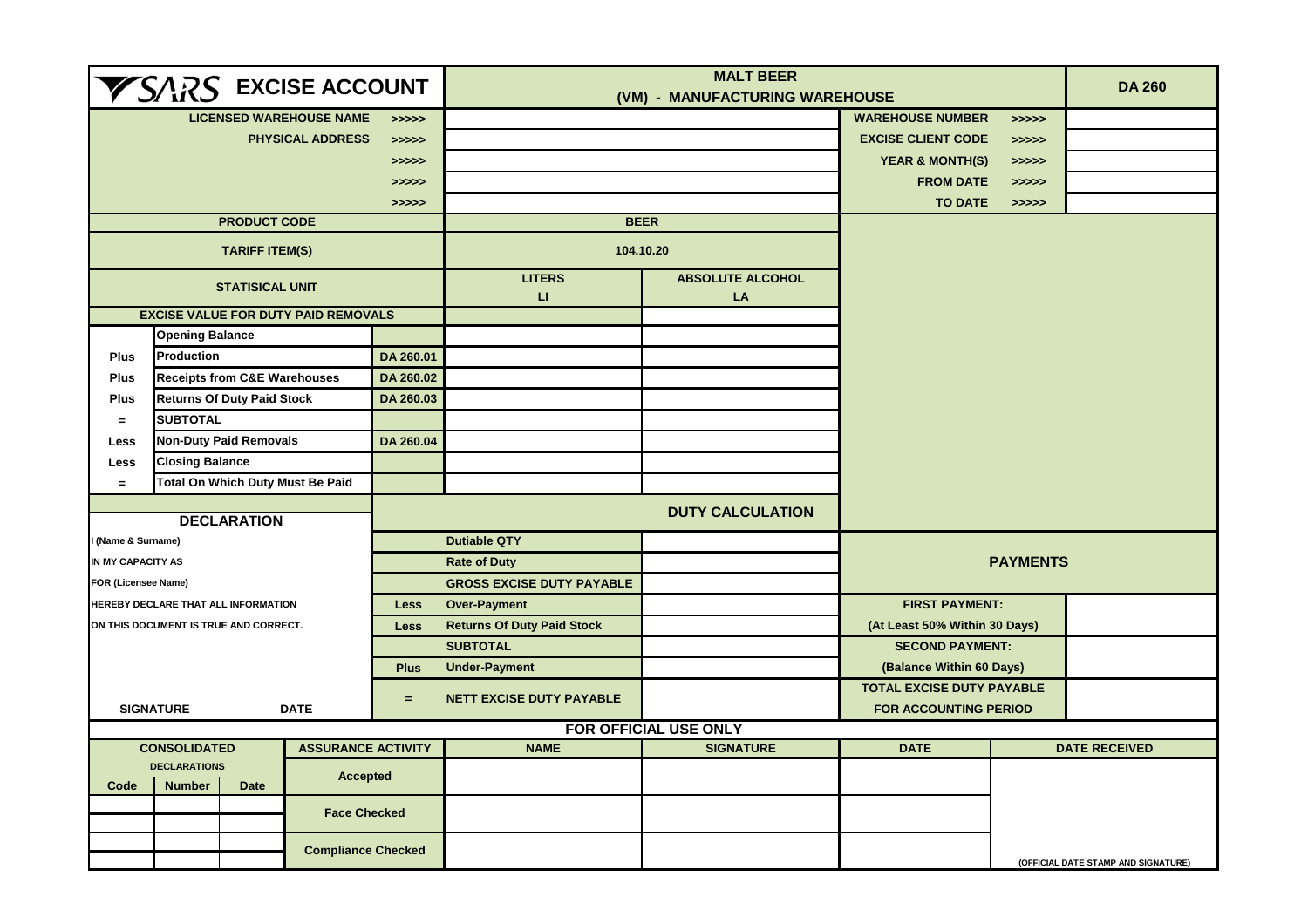# SARS EXCISE ACCOUNT

## MALT BEER

## (VM) - MANUFACTURING WAREHOUSE

**DA 260**

| | | | | |
|---|---|---|---|---|
| LICENSED WAREHOUSE NAME | >>>>> | | WAREHOUSE NUMBER >>>>> | |
| PHYSICAL ADDRESS | >>>>> | | EXCISE CLIENT CODE >>>>> | |
| | >>>>> | | YEAR & MONTH(S) >>>>> | |
| | >>>>> | | FROM DATE >>>>> | |
| | >>>>> | | TO DATE >>>>> | |

| | | | | |
|---|---|---|---|---|
| | PRODUCT CODE | | BEER | |
| | TARIFF ITEM(S) | | 104.10.20 | |
| | STATISICAL UNIT | | LITERS LI | ABSOLUTE ALCOHOL LA |
| | EXCISE VALUE FOR DUTY PAID REMOVALS | | | |
| | Opening Balance | | | |
| Plus | Production | DA 260.01 | | |
| Plus | Receipts from C&E Warehouses | DA 260.02 | | |
| Plus | Returns Of Duty Paid Stock | DA 260.03 | | |
| = | SUBTOTAL | | | |
| Less | Non-Duty Paid Removals | DA 260.04 | | |
| Less | Closing Balance | | | |
| = | Total On Which Duty Must Be Paid | | | |

| DECLARATION | | DUTY CALCULATION | | PAYMENTS | |
|---|---|---|---|---|---|
| I (Name & Surname) | | Dutiable QTY | | | |
| IN MY CAPACITY AS | | Rate of Duty | | | |
| FOR (Licensee Name) | | GROSS EXCISE DUTY PAYABLE | | | |
| HEREBY DECLARE THAT ALL INFORMATION | Less | Over-Payment | | FIRST PAYMENT: | |
| ON THIS DOCUMENT IS TRUE AND CORRECT. | Less | Returns Of Duty Paid Stock | | (At Least 50% Within 30 Days) | |
| | | SUBTOTAL | | SECOND PAYMENT: | |
| | Plus | Under-Payment | | (Balance Within 60 Days) | |
| SIGNATURE DATE | = | NETT EXCISE DUTY PAYABLE | | TOTAL EXCISE DUTY PAYABLE FOR ACCOUNTING PERIOD | |

**FOR OFFICIAL USE ONLY**

| CONSOLIDATED DECLARATIONS | | | ASSURANCE ACTIVITY | NAME | SIGNATURE | DATE | DATE RECEIVED |
|---|---|---|---|---|---|---|---|
| Code | Number | Date | Accepted | | | | |
| | | | Face Checked | | | | |
| | | | | | | | |
| | | | Compliance Checked | | | | |
| | | | | | | | (OFFICIAL DATE STAMP AND SIGNATURE) |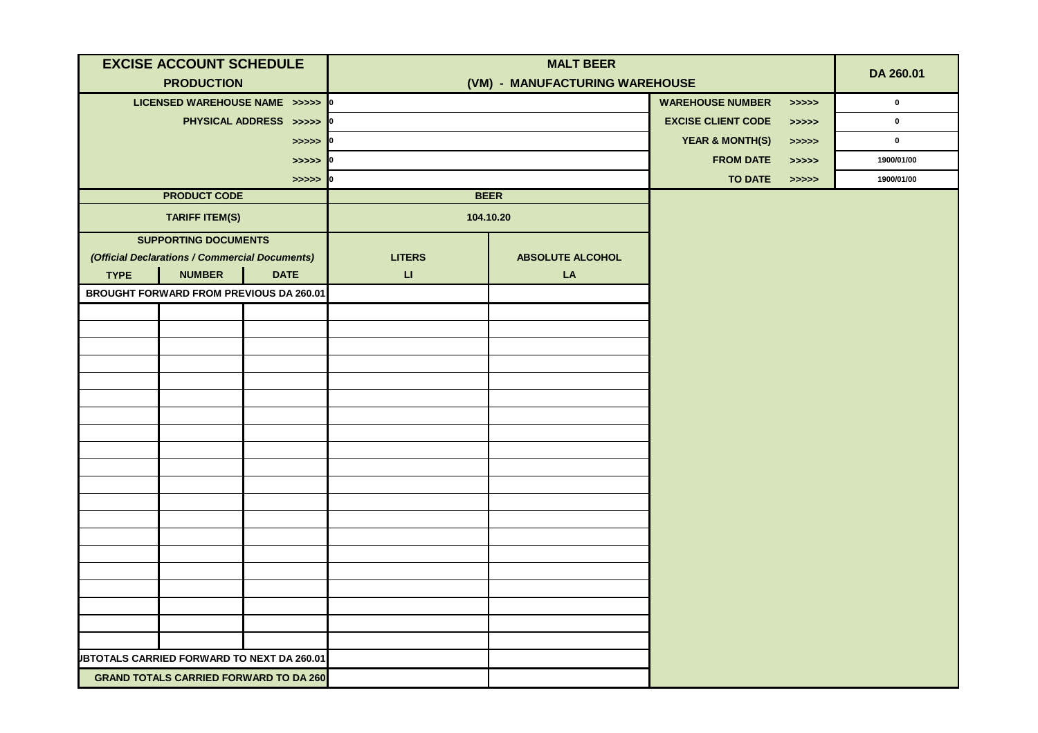| EXCISE ACCOUNT SCHEDULE | | | MALT BEER | | | | DA 260.01 |
|---|---|---|---|---|---|---|---|
| PRODUCTION | | | (VM) - MANUFACTURING WAREHOUSE | | | | |
| LICENSED WAREHOUSE NAME >>>>> | | | 0 | | WAREHOUSE NUMBER | >>>>> | 0 |
| PHYSICAL ADDRESS >>>>> | | | 0 | | EXCISE CLIENT CODE | >>>>> | 0 |
| >>>>> | | | 0 | | YEAR & MONTH(S) | >>>>> | 0 |
| >>>>> | | | 0 | | FROM DATE | >>>>> | 1900/01/00 |
| >>>>> | | | 0 | | TO DATE | >>>>> | 1900/01/00 |
| PRODUCT CODE | | | BEER | | | | |
| TARIFF ITEM(S) | | | 104.10.20 | | | | |
| SUPPORTING DOCUMENTS *(Official Declarations / Commercial Documents)* | | | LITERS | ABSOLUTE ALCOHOL | | | |
| TYPE | NUMBER | DATE | LI | LA | | | |
| BROUGHT FORWARD FROM PREVIOUS DA 260.01 | | | | | | | |
| | | | | | | | |
| | | | | | | | |
| | | | | | | | |
| | | | | | | | |
| | | | | | | | |
| | | | | | | | |
| | | | | | | | |
| | | | | | | | |
| | | | | | | | |
| | | | | | | | |
| | | | | | | | |
| | | | | | | | |
| | | | | | | | |
| | | | | | | | |
| | | | | | | | |
| | | | | | | | |
| | | | | | | | |
| | | | | | | | |
| | | | | | | | |
| | | | | | | | |
| SUBTOTALS CARRIED FORWARD TO NEXT DA 260.01 | | | | | | | |
| GRAND TOTALS CARRIED FORWARD TO DA 260 | | | | | | | |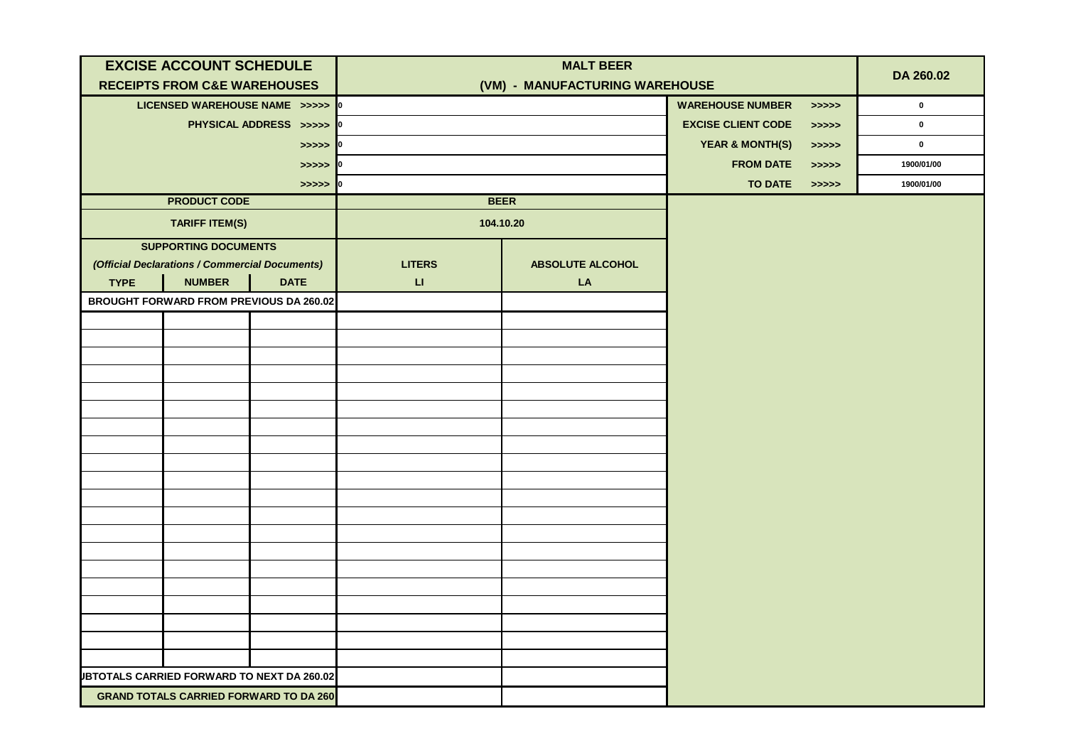| EXCISE ACCOUNT SCHEDULE RECEIPTS FROM C&E WAREHOUSES | | | MALT BEER (VM) - MANUFACTURING WAREHOUSE | | | | DA 260.02 |
|---|---|---|---|---|---|---|---|
| LICENSED WAREHOUSE NAME >>>>> | | | 0 | | WAREHOUSE NUMBER | >>>>> | 0 |
| PHYSICAL ADDRESS >>>>> | | | 0 | | EXCISE CLIENT CODE | >>>>> | 0 |
| >>>>> | | | 0 | | YEAR & MONTH(S) | >>>>> | 0 |
| >>>>> | | | 0 | | FROM DATE | >>>>> | 1900/01/00 |
| >>>>> | | | 0 | | TO DATE | >>>>> | 1900/01/00 |
| PRODUCT CODE | | | BEER | | | | |
| TARIFF ITEM(S) | | | 104.10.20 | | | | |
| SUPPORTING DOCUMENTS *(Official Declarations / Commercial Documents)* | | | LITERS | ABSOLUTE ALCOHOL | | | |
| TYPE | NUMBER | DATE | LI | LA | | | |
| BROUGHT FORWARD FROM PREVIOUS DA 260.02 | | | | | | | |
| | | | | | | | |
| | | | | | | | |
| | | | | | | | |
| | | | | | | | |
| | | | | | | | |
| | | | | | | | |
| | | | | | | | |
| | | | | | | | |
| | | | | | | | |
| | | | | | | | |
| | | | | | | | |
| | | | | | | | |
| | | | | | | | |
| | | | | | | | |
| | | | | | | | |
| | | | | | | | |
| | | | | | | | |
| | | | | | | | |
| | | | | | | | |
| | | | | | | | |
| JBTOTALS CARRIED FORWARD TO NEXT DA 260.02 | | | | | | | |
| GRAND TOTALS CARRIED FORWARD TO DA 260 | | | | | | | |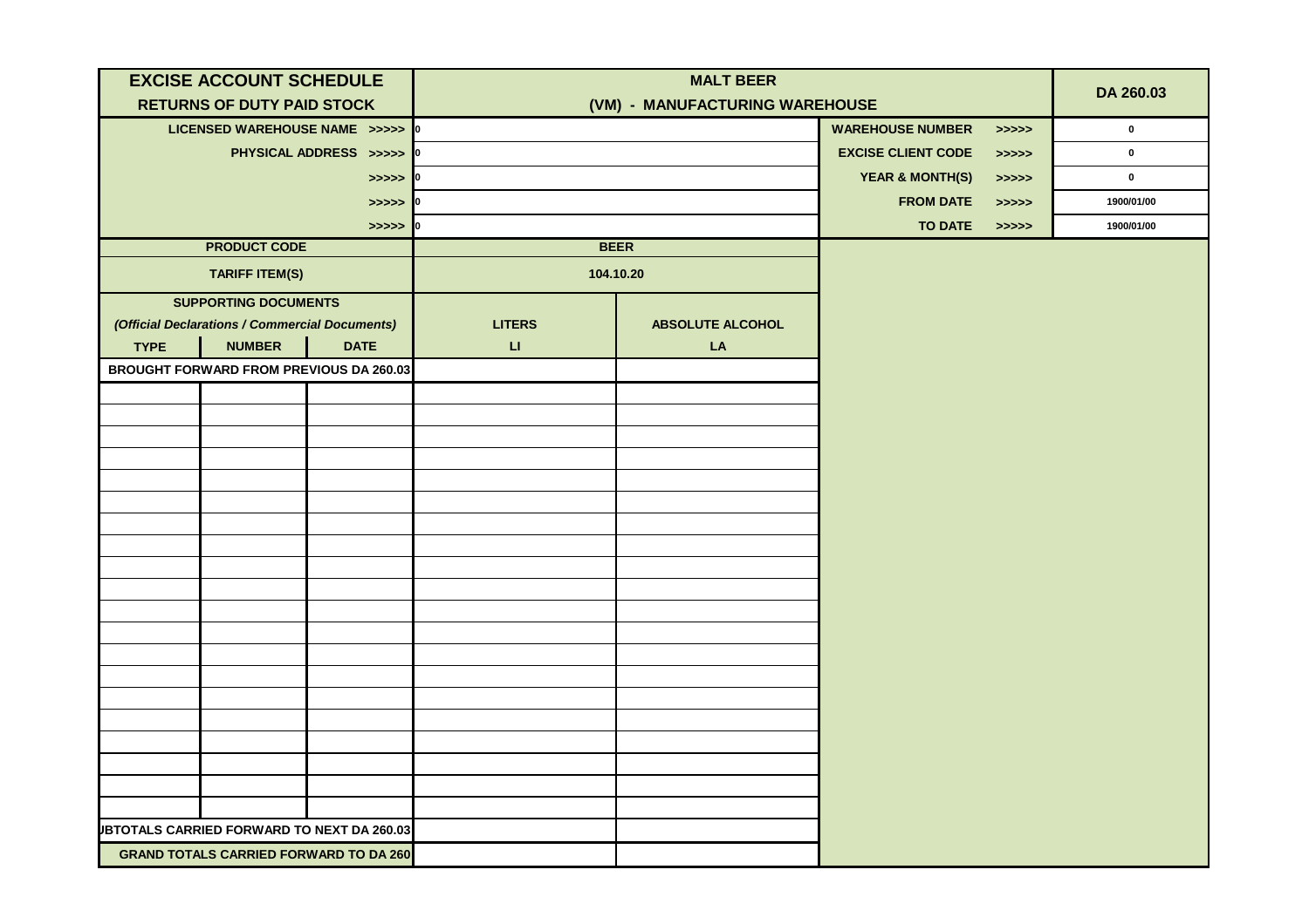| EXCISE ACCOUNT SCHEDULE | | | MALT BEER | | | | DA 260.03 |
|---|---|---|---|---|---|---|---|
| RETURNS OF DUTY PAID STOCK | | | (VM) - MANUFACTURING WAREHOUSE | | | | |
| LICENSED WAREHOUSE NAME >>>>> | | | 0 | | WAREHOUSE NUMBER | >>>>> | 0 |
| PHYSICAL ADDRESS >>>>> | | | 0 | | EXCISE CLIENT CODE | >>>>> | 0 |
| >>>>> | | | 0 | | YEAR & MONTH(S) | >>>>> | 0 |
| >>>>> | | | 0 | | FROM DATE | >>>>> | 1900/01/00 |
| >>>>> | | | 0 | | TO DATE | >>>>> | 1900/01/00 |
| PRODUCT CODE | | | BEER | | | | |
| TARIFF ITEM(S) | | | 104.10.20 | | | | |
| SUPPORTING DOCUMENTS *(Official Declarations / Commercial Documents)* | | | LITERS | ABSOLUTE ALCOHOL | | | |
| TYPE | NUMBER | DATE | LI | LA | | | |
| BROUGHT FORWARD FROM PREVIOUS DA 260.03 | | | | | | | |
| | | | | | | | |
| | | | | | | | |
| | | | | | | | |
| | | | | | | | |
| | | | | | | | |
| | | | | | | | |
| | | | | | | | |
| | | | | | | | |
| | | | | | | | |
| | | | | | | | |
| | | | | | | | |
| | | | | | | | |
| | | | | | | | |
| | | | | | | | |
| | | | | | | | |
| | | | | | | | |
| | | | | | | | |
| | | | | | | | |
| | | | | | | | |
| | | | | | | | |
| SUBTOTALS CARRIED FORWARD TO NEXT DA 260.03 | | | | | | | |
| GRAND TOTALS CARRIED FORWARD TO DA 260 | | | | | | | |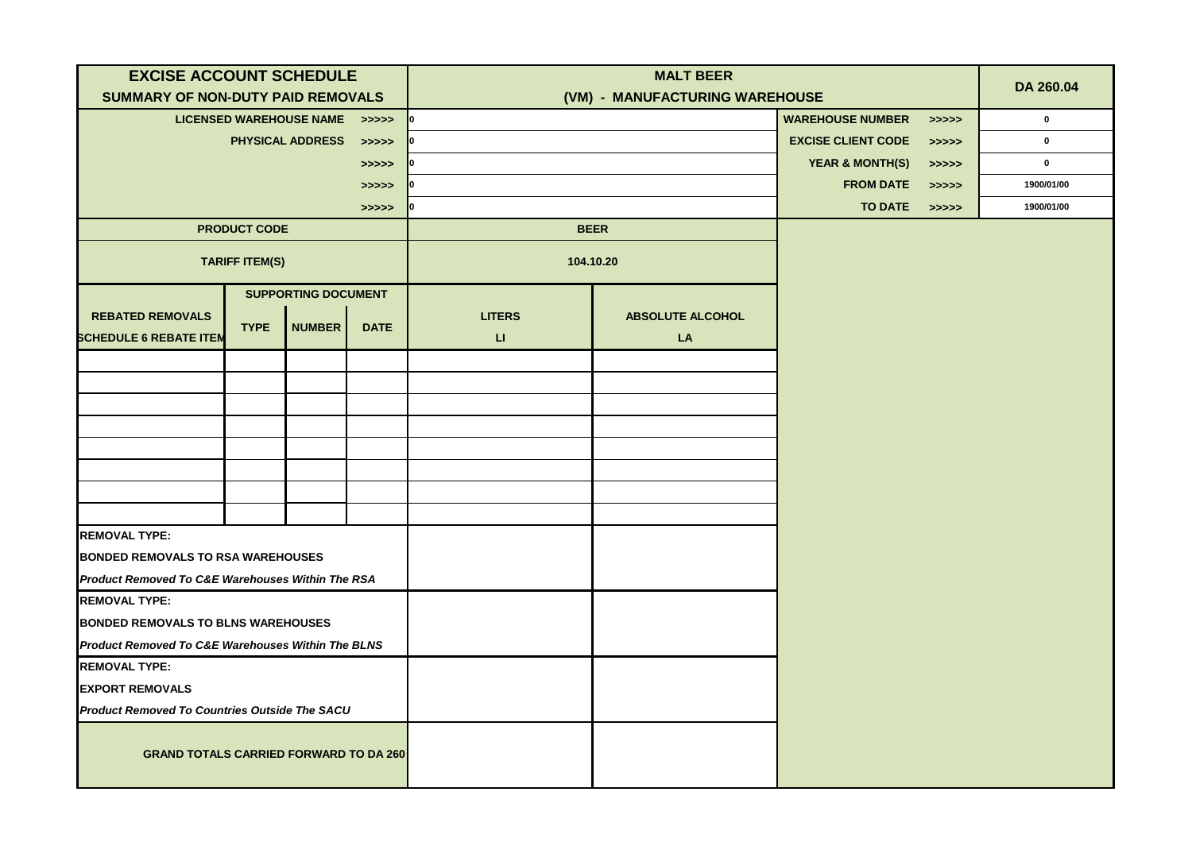| EXCISE ACCOUNT SCHEDULE<br>SUMMARY OF NON-DUTY PAID REMOVALS | | | | MALT BEER<br>(VM) - MANUFACTURING WAREHOUSE | | | | DA 260.04 |
|---|---|---|---|---|---|---|---|---|
| LICENSED WAREHOUSE NAME | | | >>>>> | 0 | | WAREHOUSE NUMBER | >>>>> | 0 |
| PHYSICAL ADDRESS | | | >>>>> | 0 | | EXCISE CLIENT CODE | >>>>> | 0 |
| | | | >>>>> | 0 | | YEAR & MONTH(S) | >>>>> | 0 |
| | | | >>>>> | 0 | | FROM DATE | >>>>> | 1900/01/00 |
| | | | >>>>> | 0 | | TO DATE | >>>>> | 1900/01/00 |
| PRODUCT CODE | | | | BEER | | | | |
| TARIFF ITEM(S) | | | | 104.10.20 | | | | |
| REBATED REMOVALS<br>SCHEDULE 6 REBATE ITEM | SUPPORTING DOCUMENT | | | LITERS<br>LI | ABSOLUTE ALCOHOL<br>LA | | | |
| | TYPE | NUMBER | DATE | | | | | |
| | | | | | | | | |
| | | | | | | | | |
| | | | | | | | | |
| | | | | | | | | |
| | | | | | | | | |
| | | | | | | | | |
| | | | | | | | | |
| | | | | | | | | |
| **REMOVAL TYPE:**<br>**BONDED REMOVALS TO RSA WAREHOUSES**<br>***Product Removed To C&E Warehouses Within The RSA*** | | | | | | | | |
| **REMOVAL TYPE:**<br>**BONDED REMOVALS TO BLNS WAREHOUSES**<br>***Product Removed To C&E Warehouses Within The BLNS*** | | | | | | | | |
| **REMOVAL TYPE:**<br>**EXPORT REMOVALS**<br>***Product Removed To Countries Outside The SACU*** | | | | | | | | |
| **GRAND TOTALS CARRIED FORWARD TO DA 260** | | | | | | | | |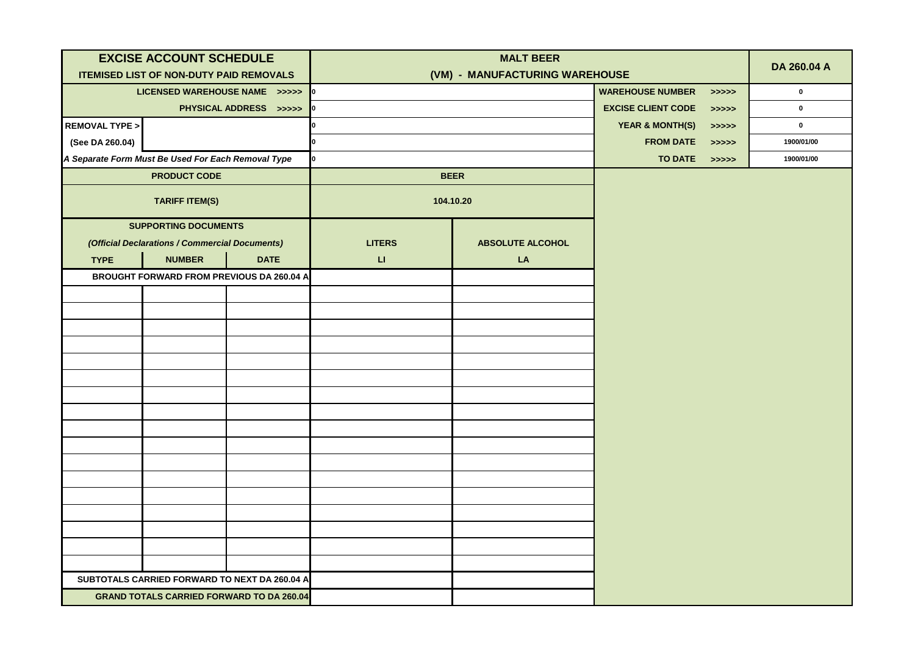| EXCISE ACCOUNT SCHEDULE<br>ITEMISED LIST OF NON-DUTY PAID REMOVALS | | | MALT BEER<br>(VM) - MANUFACTURING WAREHOUSE | | | | DA 260.04 A |
|---|---|---|---|---|---|---|---|
| LICENSED WAREHOUSE NAME >>>>> | | | 0 | | WAREHOUSE NUMBER | >>>>> | 0 |
| PHYSICAL ADDRESS >>>>> | | | 0 | | EXCISE CLIENT CODE | >>>>> | 0 |
| REMOVAL TYPE > | | | 0 | | YEAR & MONTH(S) | >>>>> | 0 |
| (See DA 260.04) | | | 0 | | FROM DATE | >>>>> | 1900/01/00 |
| *A Separate Form Must Be Used For Each Removal Type* | | | 0 | | TO DATE | >>>>> | 1900/01/00 |
| PRODUCT CODE | | | BEER | | | | |
| TARIFF ITEM(S) | | | 104.10.20 | | | | |
| SUPPORTING DOCUMENTS<br>*(Official Declarations / Commercial Documents)* | | | LITERS | ABSOLUTE ALCOHOL | | | |
| TYPE | NUMBER | DATE | LI | LA | | | |
| BROUGHT FORWARD FROM PREVIOUS DA 260.04 A | | | | | | | |
| | | | | | | | |
| | | | | | | | |
| | | | | | | | |
| | | | | | | | |
| | | | | | | | |
| | | | | | | | |
| | | | | | | | |
| | | | | | | | |
| | | | | | | | |
| | | | | | | | |
| | | | | | | | |
| | | | | | | | |
| | | | | | | | |
| | | | | | | | |
| | | | | | | | |
| | | | | | | | |
| | | | | | | | |
| SUBTOTALS CARRIED FORWARD TO NEXT DA 260.04 A | | | | | | | |
| GRAND TOTALS CARRIED FORWARD TO DA 260.04 | | | | | | | |